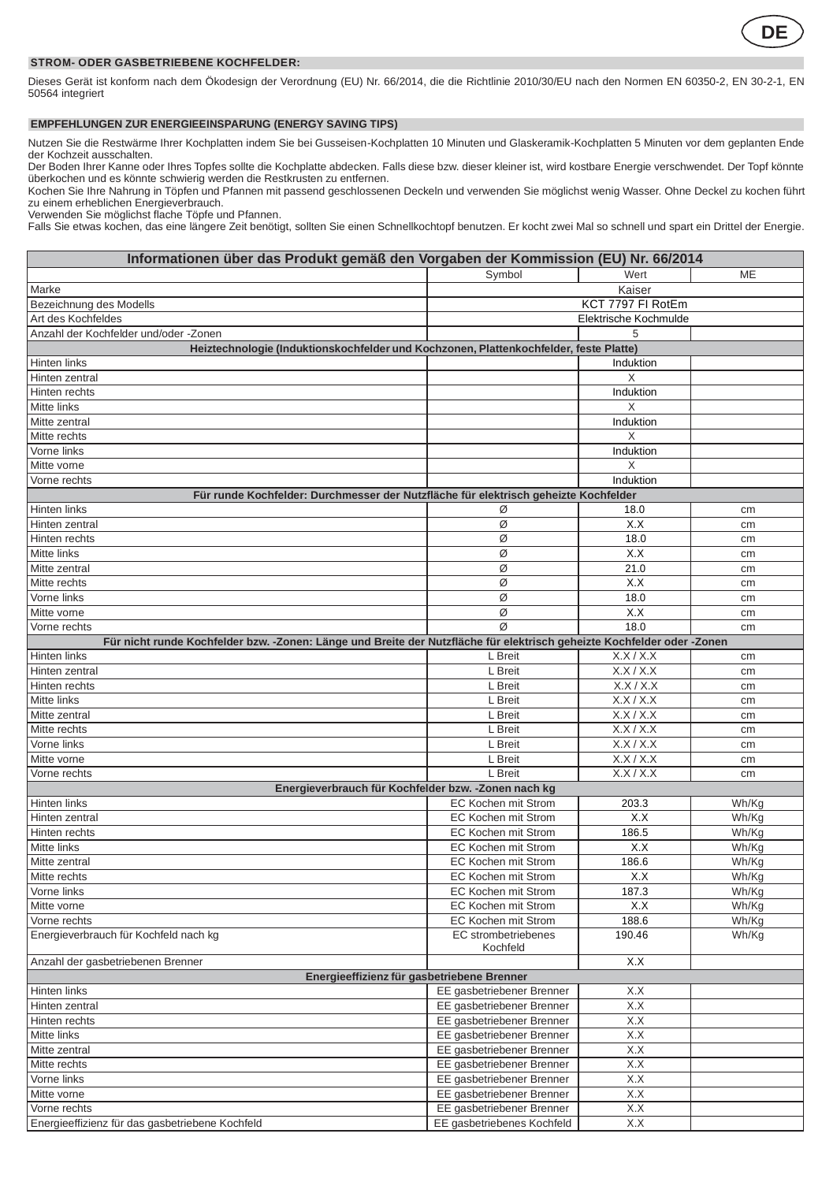## STROM- ODER GASBETRIEBENE KOCHFELDER:

Dieses Gerät ist konform nach dem Ökodesign der Verordnung (EU) Nr. 66/2014, die die Richtlinie 2010/30/EU nach den Normen EN 60350-2, EN 30-2-1, EN 50564 integriert

## EMPFEHLUNGEN ZUR ENERGIEEINSPARUNG (ENERGY SAVING TIPS)

Nutzen Sie die Restwärme Ihrer Kochplatten indem Sie bei Gusseisen-Kochplatten 10 Minuten und Glaskeramik-Kochplatten 5 Minuten vor dem geplanten Ende der Kochzeit ausschalten.
Der Boden Ihrer Kanne oder Ihres Topfes sollte die Kochplatte abdecken. Falls diese bzw. dieser kleiner ist, wird kostbare Energie verschwendet. Der Topf könnte überkochen und es könnte schwierig werden die Restkrusten zu entfernen.
Kochen Sie Ihre Nahrung in Töpfen und Pfannen mit passend geschlossenen Deckeln und verwenden Sie möglichst wenig Wasser. Ohne Deckel zu kochen führt zu einem erheblichen Energieverbrauch.
Verwenden Sie möglichst flache Töpfe und Pfannen.
Falls Sie etwas kochen, das eine längere Zeit benötigt, sollten Sie einen Schnellkochtopf benutzen. Er kocht zwei Mal so schnell und spart ein Drittel der Energie.

| Informationen über das Produkt gemäß den Vorgaben der Kommission (EU) Nr. 66/2014 | | | |
|---|---|---|---|
| | Symbol | Wert | ME |
| Marke | Kaiser | | |
| Bezeichnung des Modells | KCT 7797 FI RotEm | | |
| Art des Kochfeldes | Elektrische Kochmulde | | |
| Anzahl der Kochfelder und/oder -Zonen | | 5 | |
| **Heiztechnologie (Induktionskochfelder und Kochzonen, Plattenkochfelder, feste Platte)** | | | |
| Hinten links | | Induktion | |
| Hinten zentral | | X | |
| Hinten rechts | | Induktion | |
| Mitte links | | X | |
| Mitte zentral | | Induktion | |
| Mitte rechts | | X | |
| Vorne links | | Induktion | |
| Mitte vorne | | X | |
| Vorne rechts | | Induktion | |
| **Für runde Kochfelder: Durchmesser der Nutzfläche für elektrisch geheizte Kochfelder** | | | |
| Hinten links | Ø | 18.0 | cm |
| Hinten zentral | Ø | X.X | cm |
| Hinten rechts | Ø | 18.0 | cm |
| Mitte links | Ø | X.X | cm |
| Mitte zentral | Ø | 21.0 | cm |
| Mitte rechts | Ø | X.X | cm |
| Vorne links | Ø | 18.0 | cm |
| Mitte vorne | Ø | X.X | cm |
| Vorne rechts | Ø | 18.0 | cm |
| **Für nicht runde Kochfelder bzw. -Zonen: Länge und Breite der Nutzfläche für elektrisch geheizte Kochfelder oder -Zonen** | | | |
| Hinten links | L Breit | X.X / X.X | cm |
| Hinten zentral | L Breit | X.X / X.X | cm |
| Hinten rechts | L Breit | X.X / X.X | cm |
| Mitte links | L Breit | X.X / X.X | cm |
| Mitte zentral | L Breit | X.X / X.X | cm |
| Mitte rechts | L Breit | X.X / X.X | cm |
| Vorne links | L Breit | X.X / X.X | cm |
| Mitte vorne | L Breit | X.X / X.X | cm |
| Vorne rechts | L Breit | X.X / X.X | cm |
| **Energieverbrauch für Kochfelder bzw. -Zonen nach kg** | | | |
| Hinten links | EC Kochen mit Strom | 203.3 | Wh/Kg |
| Hinten zentral | EC Kochen mit Strom | X.X | Wh/Kg |
| Hinten rechts | EC Kochen mit Strom | 186.5 | Wh/Kg |
| Mitte links | EC Kochen mit Strom | X.X | Wh/Kg |
| Mitte zentral | EC Kochen mit Strom | 186.6 | Wh/Kg |
| Mitte rechts | EC Kochen mit Strom | X.X | Wh/Kg |
| Vorne links | EC Kochen mit Strom | 187.3 | Wh/Kg |
| Mitte vorne | EC Kochen mit Strom | X.X | Wh/Kg |
| Vorne rechts | EC Kochen mit Strom | 188.6 | Wh/Kg |
| Energieverbrauch für Kochfeld nach kg | EC strombetriebenes Kochfeld | 190.46 | Wh/Kg |
| Anzahl der gasbetriebenen Brenner | | X.X | |
| **Energieeffizienz für gasbetriebene Brenner** | | | |
| Hinten links | EE gasbetriebener Brenner | X.X | |
| Hinten zentral | EE gasbetriebener Brenner | X.X | |
| Hinten rechts | EE gasbetriebener Brenner | X.X | |
| Mitte links | EE gasbetriebener Brenner | X.X | |
| Mitte zentral | EE gasbetriebener Brenner | X.X | |
| Mitte rechts | EE gasbetriebener Brenner | X.X | |
| Vorne links | EE gasbetriebener Brenner | X.X | |
| Mitte vorne | EE gasbetriebener Brenner | X.X | |
| Vorne rechts | EE gasbetriebener Brenner | X.X | |
| Energieeffizienz für das gasbetriebene Kochfeld | EE gasbetriebenes Kochfeld | X.X | |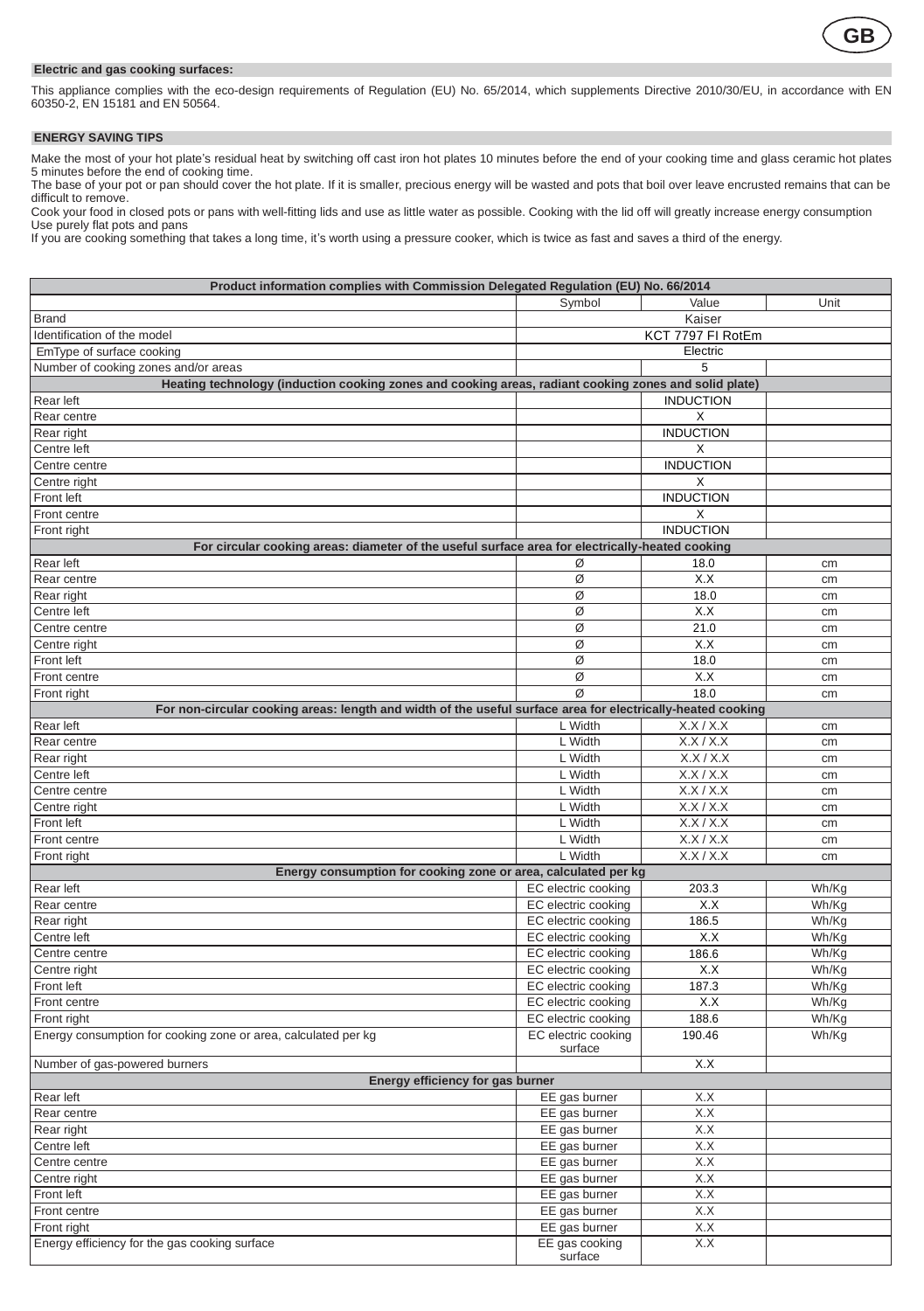**Electric and gas cooking surfaces:**

This appliance complies with the eco-design requirements of Regulation (EU) No. 65/2014, which supplements Directive 2010/30/EU, in accordance with EN 60350-2, EN 15181 and EN 50564.

**ENERGY SAVING TIPS**

Make the most of your hot plate's residual heat by switching off cast iron hot plates 10 minutes before the end of your cooking time and glass ceramic hot plates 5 minutes before the end of cooking time.
The base of your pot or pan should cover the hot plate. If it is smaller, precious energy will be wasted and pots that boil over leave encrusted remains that can be difficult to remove.
Cook your food in closed pots or pans with well-fitting lids and use as little water as possible. Cooking with the lid off will greatly increase energy consumption
Use purely flat pots and pans
If you are cooking something that takes a long time, it's worth using a pressure cooker, which is twice as fast and saves a third of the energy.

| Product information complies with Commission Delegated Regulation (EU) No. 66/2014 | | | |
|---|---|---|---|
| | Symbol | Value | Unit |
| Brand | Kaiser | | |
| Identification of the model | KCT 7797 FI RotEm | | |
| EmType of surface cooking | Electric | | |
| Number of cooking zones and/or areas | | 5 | |
| **Heating technology (induction cooking zones and cooking areas, radiant cooking zones and solid plate)** | | | |
| Rear left | | INDUCTION | |
| Rear centre | | X | |
| Rear right | | INDUCTION | |
| Centre left | | X | |
| Centre centre | | INDUCTION | |
| Centre right | | X | |
| Front left | | INDUCTION | |
| Front centre | | X | |
| Front right | | INDUCTION | |
| **For circular cooking areas: diameter of the useful surface area for electrically-heated cooking** | | | |
| Rear left | Ø | 18.0 | cm |
| Rear centre | Ø | X.X | cm |
| Rear right | Ø | 18.0 | cm |
| Centre left | Ø | X.X | cm |
| Centre centre | Ø | 21.0 | cm |
| Centre right | Ø | X.X | cm |
| Front left | Ø | 18.0 | cm |
| Front centre | Ø | X.X | cm |
| Front right | Ø | 18.0 | cm |
| **For non-circular cooking areas: length and width of the useful surface area for electrically-heated cooking** | | | |
| Rear left | L Width | X.X / X.X | cm |
| Rear centre | L Width | X.X / X.X | cm |
| Rear right | L Width | X.X / X.X | cm |
| Centre left | L Width | X.X / X.X | cm |
| Centre centre | L Width | X.X / X.X | cm |
| Centre right | L Width | X.X / X.X | cm |
| Front left | L Width | X.X / X.X | cm |
| Front centre | L Width | X.X / X.X | cm |
| Front right | L Width | X.X / X.X | cm |
| **Energy consumption for cooking zone or area, calculated per kg** | | | |
| Rear left | EC electric cooking | 203.3 | Wh/Kg |
| Rear centre | EC electric cooking | X.X | Wh/Kg |
| Rear right | EC electric cooking | 186.5 | Wh/Kg |
| Centre left | EC electric cooking | X.X | Wh/Kg |
| Centre centre | EC electric cooking | 186.6 | Wh/Kg |
| Centre right | EC electric cooking | X.X | Wh/Kg |
| Front left | EC electric cooking | 187.3 | Wh/Kg |
| Front centre | EC electric cooking | X.X | Wh/Kg |
| Front right | EC electric cooking | 188.6 | Wh/Kg |
| Energy consumption for cooking zone or area, calculated per kg | EC electric cooking surface | 190.46 | Wh/Kg |
| Number of gas-powered burners | | X.X | |
| **Energy efficiency for gas burner** | | | |
| Rear left | EE gas burner | X.X | |
| Rear centre | EE gas burner | X.X | |
| Rear right | EE gas burner | X.X | |
| Centre left | EE gas burner | X.X | |
| Centre centre | EE gas burner | X.X | |
| Centre right | EE gas burner | X.X | |
| Front left | EE gas burner | X.X | |
| Front centre | EE gas burner | X.X | |
| Front right | EE gas burner | X.X | |
| Energy efficiency for the gas cooking surface | EE gas cooking surface | X.X | |